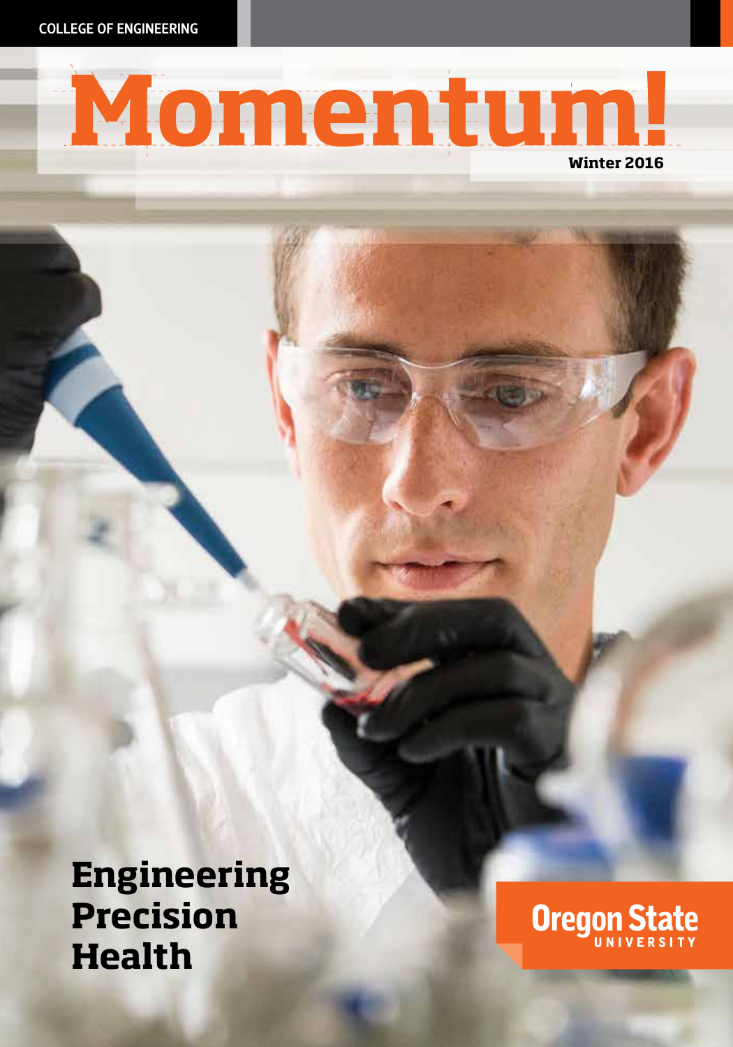COLLEGE OF ENGINEERING

# Momentum!

Winter 2016

## Engineering Precision Health

Oregon State UNIVERSITY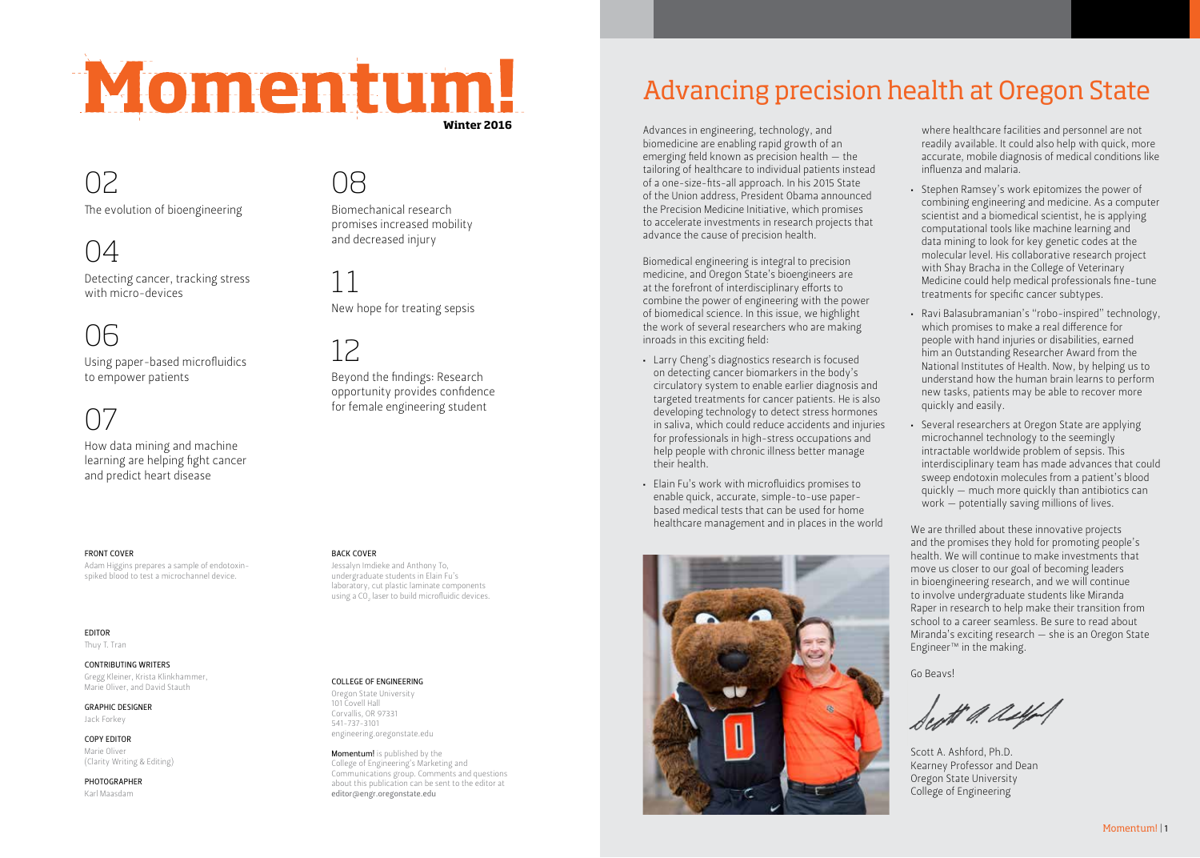# Momentum!

**Winter 2016**

02
The evolution of bioengineering

04
Detecting cancer, tracking stress with micro-devices

06
Using paper-based microfluidics to empower patients

07
How data mining and machine learning are helping fight cancer and predict heart disease

08
Biomechanical research promises increased mobility and decreased injury

11
New hope for treating sepsis

12
Beyond the findings: Research opportunity provides confidence for female engineering student

FRONT COVER
Adam Higgins prepares a sample of endotoxin-spiked blood to test a microchannel device.

BACK COVER
Jessalyn Imdieke and Anthony To, undergraduate students in Elain Fu's laboratory, cut plastic laminate components using a $CO_2$ laser to build microfluidic devices.

EDITOR
Thuy T. Tran

CONTRIBUTING WRITERS
Gregg Kleiner, Krista Klinkhammer, Marie Oliver, and David Stauth

GRAPHIC DESIGNER
Jack Forkey

COPY EDITOR
Marie Oliver
(Clarity Writing & Editing)

PHOTOGRAPHER
Karl Maasdam

COLLEGE OF ENGINEERING
Oregon State University
101 Covell Hall
Corvallis, OR 97331
541-737-3101
engineering.oregonstate.edu

**Momentum!** is published by the College of Engineering's Marketing and Communications group. Comments and questions about this publication can be sent to the editor at editor@engr.oregonstate.edu

# Advancing precision health at Oregon State

Advances in engineering, technology, and biomedicine are enabling rapid growth of an emerging field known as precision health — the tailoring of healthcare to individual patients instead of a one-size-fits-all approach. In his 2015 State of the Union address, President Obama announced the Precision Medicine Initiative, which promises to accelerate investments in research projects that advance the cause of precision health.

Biomedical engineering is integral to precision medicine, and Oregon State's bioengineers are at the forefront of interdisciplinary efforts to combine the power of engineering with the power of biomedical science. In this issue, we highlight the work of several researchers who are making inroads in this exciting field:

- Larry Cheng's diagnostics research is focused on detecting cancer biomarkers in the body's circulatory system to enable earlier diagnosis and targeted treatments for cancer patients. He is also developing technology to detect stress hormones in saliva, which could reduce accidents and injuries for professionals in high-stress occupations and help people with chronic illness better manage their health.
- Elain Fu's work with microfluidics promises to enable quick, accurate, simple-to-use paper-based medical tests that can be used for home healthcare management and in places in the world where healthcare facilities and personnel are not readily available. It could also help with quick, more accurate, mobile diagnosis of medical conditions like influenza and malaria.
- Stephen Ramsey's work epitomizes the power of combining engineering and medicine. As a computer scientist and a biomedical scientist, he is applying computational tools like machine learning and data mining to look for key genetic codes at the molecular level. His collaborative research project with Shay Bracha in the College of Veterinary Medicine could help medical professionals fine-tune treatments for specific cancer subtypes.
- Ravi Balasubramanian's "robo-inspired" technology, which promises to make a real difference for people with hand injuries or disabilities, earned him an Outstanding Researcher Award from the National Institutes of Health. Now, by helping us to understand how the human brain learns to perform new tasks, patients may be able to recover more quickly and easily.
- Several researchers at Oregon State are applying microchannel technology to the seemingly intractable worldwide problem of sepsis. This interdisciplinary team has made advances that could sweep endotoxin molecules from a patient's blood quickly — much more quickly than antibiotics can work — potentially saving millions of lives.

We are thrilled about these innovative projects and the promises they hold for promoting people's health. We will continue to make investments that move us closer to our goal of becoming leaders in bioengineering research, and we will continue to involve undergraduate students like Miranda Raper in research to help make their transition from school to a career seamless. Be sure to read about Miranda's exciting research — she is an Oregon State Engineer™ in the making.

Go Beavs!

Scott A. Ashford, Ph.D.
Kearney Professor and Dean
Oregon State University
College of Engineering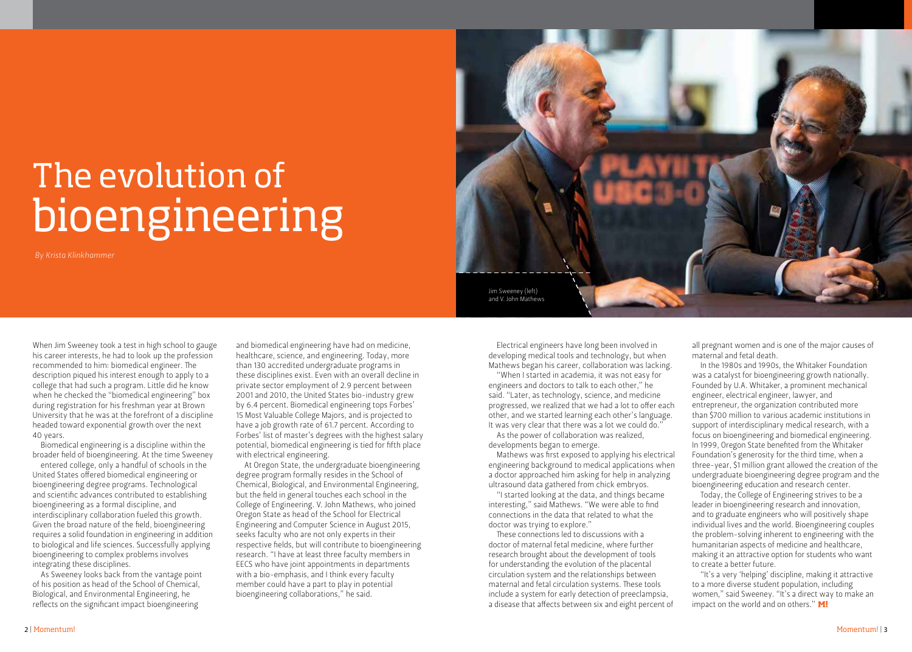# The evolution of bioengineering

*By Krista Klinkhammer*

Jim Sweeney (left) and V. John Mathews

When Jim Sweeney took a test in high school to gauge his career interests, he had to look up the profession recommended to him: biomedical engineer. The description piqued his interest enough to apply to a college that had such a program. Little did he know when he checked the "biomedical engineering" box during registration for his freshman year at Brown University that he was at the forefront of a discipline headed toward exponential growth over the next 40 years.

Biomedical engineering is a discipline within the broader field of bioengineering. At the time Sweeney entered college, only a handful of schools in the United States offered biomedical engineering or bioengineering degree programs. Technological and scientific advances contributed to establishing bioengineering as a formal discipline, and interdisciplinary collaboration fueled this growth. Given the broad nature of the field, bioengineering requires a solid foundation in engineering in addition to biological and life sciences. Successfully applying bioengineering to complex problems involves integrating these disciplines.

As Sweeney looks back from the vantage point of his position as head of the School of Chemical, Biological, and Environmental Engineering, he reflects on the significant impact bioengineering and biomedical engineering have had on medicine, healthcare, science, and engineering. Today, more than 130 accredited undergraduate programs in these disciplines exist. Even with an overall decline in private sector employment of 2.9 percent between 2001 and 2010, the United States bio-industry grew by 6.4 percent. Biomedical engineering tops Forbes' 15 Most Valuable College Majors, and is projected to have a job growth rate of 61.7 percent. According to Forbes' list of master's degrees with the highest salary potential, biomedical engineering is tied for fifth place with electrical engineering.

At Oregon State, the undergraduate bioengineering degree program formally resides in the School of Chemical, Biological, and Environmental Engineering, but the field in general touches each school in the College of Engineering. V. John Mathews, who joined Oregon State as head of the School for Electrical Engineering and Computer Science in August 2015, seeks faculty who are not only experts in their respective fields, but will contribute to bioengineering research. "I have at least three faculty members in EECS who have joint appointments in departments with a bio-emphasis, and I think every faculty member could have a part to play in potential bioengineering collaborations," he said.

Electrical engineers have long been involved in developing medical tools and technology, but when Mathews began his career, collaboration was lacking.

"When I started in academia, it was not easy for engineers and doctors to talk to each other," he said. "Later, as technology, science, and medicine progressed, we realized that we had a lot to offer each other, and we started learning each other's language. It was very clear that there was a lot we could do."

As the power of collaboration was realized, developments began to emerge.

Mathews was first exposed to applying his electrical engineering background to medical applications when a doctor approached him asking for help in analyzing ultrasound data gathered from chick embryos.

"I started looking at the data, and things became interesting," said Mathews. "We were able to find connections in the data that related to what the doctor was trying to explore."

These connections led to discussions with a doctor of maternal fetal medicine, where further research brought about the development of tools for understanding the evolution of the placental circulation system and the relationships between maternal and fetal circulation systems. These tools include a system for early detection of preeclampsia, a disease that affects between six and eight percent of all pregnant women and is one of the major causes of maternal and fetal death.

In the 1980s and 1990s, the Whitaker Foundation was a catalyst for bioengineering growth nationally. Founded by U.A. Whitaker, a prominent mechanical engineer, electrical engineer, lawyer, and entrepreneur, the organization contributed more than $700 million to various academic institutions in support of interdisciplinary medical research, with a focus on bioengineering and biomedical engineering. In 1999, Oregon State benefited from the Whitaker Foundation's generosity for the third time, when a three-year, $1 million grant allowed the creation of the undergraduate bioengineering degree program and the bioengineering education and research center.

Today, the College of Engineering strives to be a leader in bioengineering research and innovation, and to graduate engineers who will positively shape individual lives and the world. Bioengineering couples the problem-solving inherent to engineering with the humanitarian aspects of medicine and healthcare, making it an attractive option for students who want to create a better future.

"It's a very 'helping' discipline, making it attractive to a more diverse student population, including women," said Sweeney. "It's a direct way to make an impact on the world and on others." **M!**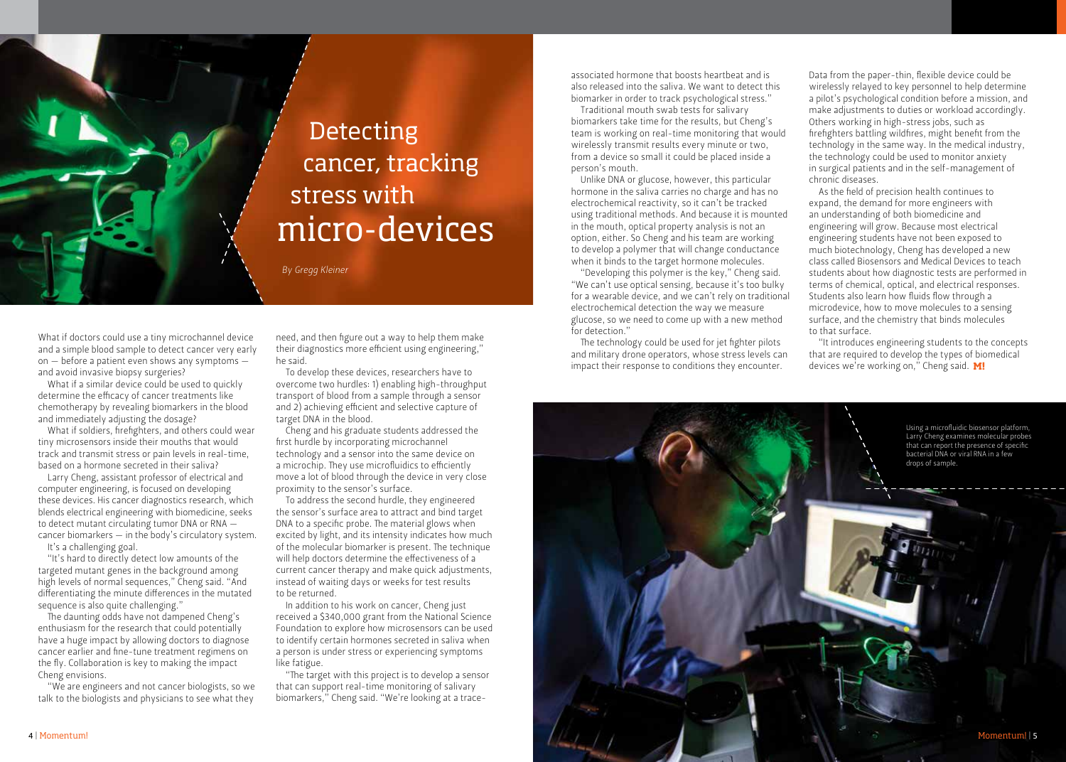# Detecting cancer, tracking stress with micro-devices

*By Gregg Kleiner*

What if doctors could use a tiny microchannel device and a simple blood sample to detect cancer very early on — before a patient even shows any symptoms — and avoid invasive biopsy surgeries?

What if a similar device could be used to quickly determine the efficacy of cancer treatments like chemotherapy by revealing biomarkers in the blood and immediately adjusting the dosage?

What if soldiers, firefighters, and others could wear tiny microsensors inside their mouths that would track and transmit stress or pain levels in real-time, based on a hormone secreted in their saliva?

Larry Cheng, assistant professor of electrical and computer engineering, is focused on developing these devices. His cancer diagnostics research, which blends electrical engineering with biomedicine, seeks to detect mutant circulating tumor DNA or RNA — cancer biomarkers — in the body's circulatory system.

It's a challenging goal.

"It's hard to directly detect low amounts of the targeted mutant genes in the background among high levels of normal sequences," Cheng said. "And differentiating the minute differences in the mutated sequence is also quite challenging."

The daunting odds have not dampened Cheng's enthusiasm for the research that could potentially have a huge impact by allowing doctors to diagnose cancer earlier and fine-tune treatment regimens on the fly. Collaboration is key to making the impact Cheng envisions.

"We are engineers and not cancer biologists, so we talk to the biologists and physicians to see what they need, and then figure out a way to help them make their diagnostics more efficient using engineering," he said.

To develop these devices, researchers have to overcome two hurdles: 1) enabling high-throughput transport of blood from a sample through a sensor and 2) achieving efficient and selective capture of target DNA in the blood.

Cheng and his graduate students addressed the first hurdle by incorporating microchannel technology and a sensor into the same device on a microchip. They use microfluidics to efficiently move a lot of blood through the device in very close proximity to the sensor's surface.

To address the second hurdle, they engineered the sensor's surface area to attract and bind target DNA to a specific probe. The material glows when excited by light, and its intensity indicates how much of the molecular biomarker is present. The technique will help doctors determine the effectiveness of a current cancer therapy and make quick adjustments, instead of waiting days or weeks for test results to be returned.

In addition to his work on cancer, Cheng just received a $340,000 grant from the National Science Foundation to explore how microsensors can be used to identify certain hormones secreted in saliva when a person is under stress or experiencing symptoms like fatigue.

"The target with this project is to develop a sensor that can support real-time monitoring of salivary biomarkers," Cheng said. "We're looking at a trace-associated hormone that boosts heartbeat and is also released into the saliva. We want to detect this biomarker in order to track psychological stress."

Traditional mouth swab tests for salivary biomarkers take time for the results, but Cheng's team is working on real-time monitoring that would wirelessly transmit results every minute or two, from a device so small it could be placed inside a person's mouth.

Unlike DNA or glucose, however, this particular hormone in the saliva carries no charge and has no electrochemical reactivity, so it can't be tracked using traditional methods. And because it is mounted in the mouth, optical property analysis is not an option, either. So Cheng and his team are working to develop a polymer that will change conductance when it binds to the target hormone molecules.

"Developing this polymer is the key," Cheng said. "We can't use optical sensing, because it's too bulky for a wearable device, and we can't rely on traditional electrochemical detection the way we measure glucose, so we need to come up with a new method for detection."

The technology could be used for jet fighter pilots and military drone operators, whose stress levels can impact their response to conditions they encounter.

Data from the paper-thin, flexible device could be wirelessly relayed to key personnel to help determine a pilot's psychological condition before a mission, and make adjustments to duties or workload accordingly. Others working in high-stress jobs, such as firefighters battling wildfires, might benefit from the technology in the same way. In the medical industry, the technology could be used to monitor anxiety in surgical patients and in the self-management of chronic diseases.

As the field of precision health continues to expand, the demand for more engineers with an understanding of both biomedicine and engineering will grow. Because most electrical engineering students have not been exposed to much biotechnology, Cheng has developed a new class called Biosensors and Medical Devices to teach students about how diagnostic tests are performed in terms of chemical, optical, and electrical responses. Students also learn how fluids flow through a microdevice, how to move molecules to a sensing surface, and the chemistry that binds molecules to that surface.

"It introduces engineering students to the concepts that are required to develop the types of biomedical devices we're working on," Cheng said. **M!**

Using a microfluidic biosensor platform, Larry Cheng examines molecular probes that can report the presence of specific bacterial DNA or viral RNA in a few drops of sample.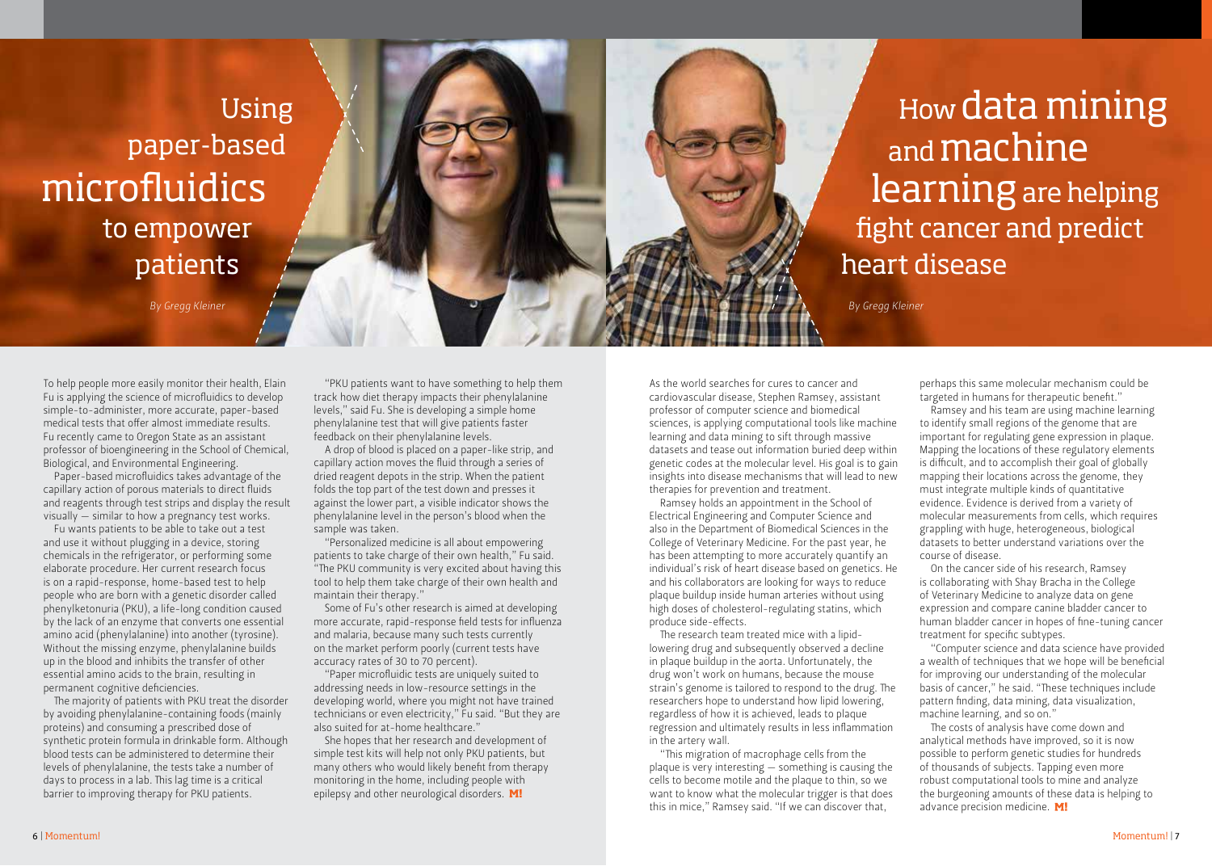# Using paper-based microfluidics to empower patients

*By Gregg Kleiner*

To help people more easily monitor their health, Elain Fu is applying the science of microfluidics to develop simple-to-administer, more accurate, paper-based medical tests that offer almost immediate results. Fu recently came to Oregon State as an assistant professor of bioengineering in the School of Chemical, Biological, and Environmental Engineering.

Paper-based microfluidics takes advantage of the capillary action of porous materials to direct fluids and reagents through test strips and display the result visually — similar to how a pregnancy test works.

Fu wants patients to be able to take out a test and use it without plugging in a device, storing chemicals in the refrigerator, or performing some elaborate procedure. Her current research focus is on a rapid-response, home-based test to help people who are born with a genetic disorder called phenylketonuria (PKU), a life-long condition caused by the lack of an enzyme that converts one essential amino acid (phenylalanine) into another (tyrosine). Without the missing enzyme, phenylalanine builds up in the blood and inhibits the transfer of other essential amino acids to the brain, resulting in permanent cognitive deficiencies.

The majority of patients with PKU treat the disorder by avoiding phenylalanine-containing foods (mainly proteins) and consuming a prescribed dose of synthetic protein formula in drinkable form. Although blood tests can be administered to determine their levels of phenylalanine, the tests take a number of days to process in a lab. This lag time is a critical barrier to improving therapy for PKU patients.

"PKU patients want to have something to help them track how diet therapy impacts their phenylalanine levels," said Fu. She is developing a simple home phenylalanine test that will give patients faster feedback on their phenylalanine levels.

A drop of blood is placed on a paper-like strip, and capillary action moves the fluid through a series of dried reagent depots in the strip. When the patient folds the top part of the test down and presses it against the lower part, a visible indicator shows the phenylalanine level in the person's blood when the sample was taken.

"Personalized medicine is all about empowering patients to take charge of their own health," Fu said. "The PKU community is very excited about having this tool to help them take charge of their own health and maintain their therapy."

Some of Fu's other research is aimed at developing more accurate, rapid-response field tests for influenza and malaria, because many such tests currently on the market perform poorly (current tests have accuracy rates of 30 to 70 percent).

"Paper microfluidic tests are uniquely suited to addressing needs in low-resource settings in the developing world, where you might not have trained technicians or even electricity," Fu said. "But they are also suited for at-home healthcare."

She hopes that her research and development of simple test kits will help not only PKU patients, but many others who would likely benefit from therapy monitoring in the home, including people with epilepsy and other neurological disorders. **M!**

# How data mining and machine learning are helping fight cancer and predict heart disease

*By Gregg Kleiner*

As the world searches for cures to cancer and cardiovascular disease, Stephen Ramsey, assistant professor of computer science and biomedical sciences, is applying computational tools like machine learning and data mining to sift through massive datasets and tease out information buried deep within genetic codes at the molecular level. His goal is to gain insights into disease mechanisms that will lead to new therapies for prevention and treatment.

Ramsey holds an appointment in the School of Electrical Engineering and Computer Science and also in the Department of Biomedical Sciences in the College of Veterinary Medicine. For the past year, he has been attempting to more accurately quantify an individual's risk of heart disease based on genetics. He and his collaborators are looking for ways to reduce plaque buildup inside human arteries without using high doses of cholesterol-regulating statins, which produce side-effects.

The research team treated mice with a lipid-lowering drug and subsequently observed a decline in plaque buildup in the aorta. Unfortunately, the drug won't work on humans, because the mouse strain's genome is tailored to respond to the drug. The researchers hope to understand how lipid lowering, regardless of how it is achieved, leads to plaque regression and ultimately results in less inflammation in the artery wall.

"This migration of macrophage cells from the plaque is very interesting — something is causing the cells to become motile and the plaque to thin, so we want to know what the molecular trigger is that does this in mice," Ramsey said. "If we can discover that, perhaps this same molecular mechanism could be targeted in humans for therapeutic benefit."

Ramsey and his team are using machine learning to identify small regions of the genome that are important for regulating gene expression in plaque. Mapping the locations of these regulatory elements is difficult, and to accomplish their goal of globally mapping their locations across the genome, they must integrate multiple kinds of quantitative evidence. Evidence is derived from a variety of molecular measurements from cells, which requires grappling with huge, heterogeneous, biological datasets to better understand variations over the course of disease.

On the cancer side of his research, Ramsey is collaborating with Shay Bracha in the College of Veterinary Medicine to analyze data on gene expression and compare canine bladder cancer to human bladder cancer in hopes of fine-tuning cancer treatment for specific subtypes.

"Computer science and data science have provided a wealth of techniques that we hope will be beneficial for improving our understanding of the molecular basis of cancer," he said. "These techniques include pattern finding, data mining, data visualization, machine learning, and so on."

The costs of analysis have come down and analytical methods have improved, so it is now possible to perform genetic studies for hundreds of thousands of subjects. Tapping even more robust computational tools to mine and analyze the burgeoning amounts of these data is helping to advance precision medicine. **M!**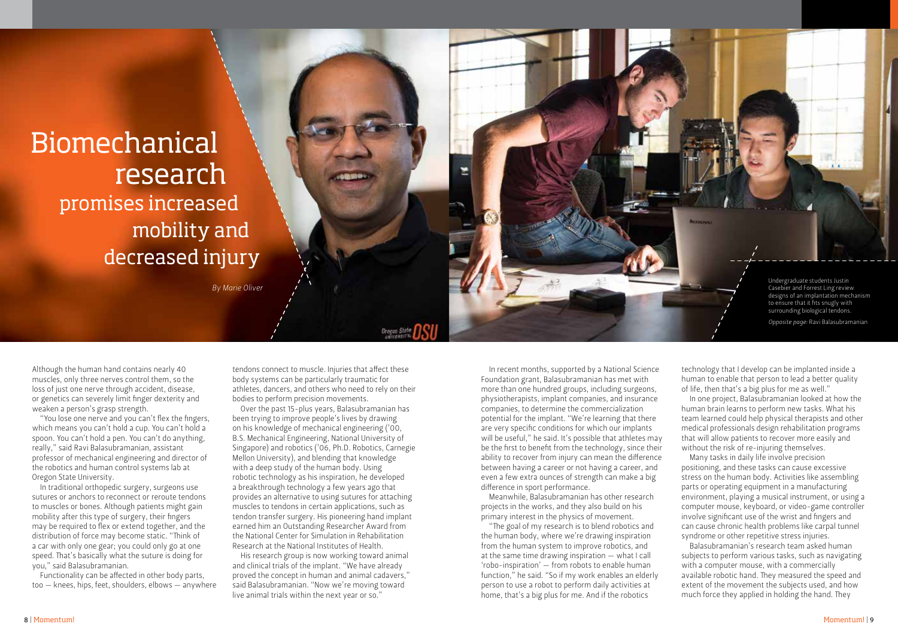# Biomechanical research promises increased mobility and decreased injury

*By Marie Oliver*

Undergraduate students Justin Casebier and Forrest Ling review designs of an implantation mechanism to ensure that it fits snugly with surrounding biological tendons.

*Opposite page:* Ravi Balasubramanian

Although the human hand contains nearly 40 muscles, only three nerves control them, so the loss of just one nerve through accident, disease, or genetics can severely limit finger dexterity and weaken a person's grasp strength.

"You lose one nerve and you can't flex the fingers, which means you can't hold a cup. You can't hold a spoon. You can't hold a pen. You can't do anything, really," said Ravi Balasubramanian, assistant professor of mechanical engineering and director of the robotics and human control systems lab at Oregon State University.

In traditional orthopedic surgery, surgeons use sutures or anchors to reconnect or reroute tendons to muscles or bones. Although patients might gain mobility after this type of surgery, their fingers may be required to flex or extend together, and the distribution of force may become static. "Think of a car with only one gear; you could only go at one speed. That's basically what the suture is doing for you," said Balasubramanian.

Functionality can be affected in other body parts, too — knees, hips, feet, shoulders, elbows — anywhere tendons connect to muscle. Injuries that affect these body systems can be particularly traumatic for athletes, dancers, and others who need to rely on their bodies to perform precision movements.

Over the past 15-plus years, Balasubramanian has been trying to improve people's lives by drawing on his knowledge of mechanical engineering ('00, B.S. Mechanical Engineering, National University of Singapore) and robotics ('06, Ph.D. Robotics, Carnegie Mellon University), and blending that knowledge with a deep study of the human body. Using robotic technology as his inspiration, he developed a breakthrough technology a few years ago that provides an alternative to using sutures for attaching muscles to tendons in certain applications, such as tendon transfer surgery. His pioneering hand implant earned him an Outstanding Researcher Award from the National Center for Simulation in Rehabilitation Research at the National Institutes of Health.

His research group is now working toward animal and clinical trials of the implant. "We have already proved the concept in human and animal cadavers," said Balasubramanian. "Now we're moving toward live animal trials within the next year or so."

In recent months, supported by a National Science Foundation grant, Balasubramanian has met with more than one hundred groups, including surgeons, physiotherapists, implant companies, and insurance companies, to determine the commercialization potential for the implant. "We're learning that there are very specific conditions for which our implants will be useful," he said. It's possible that athletes may be the first to benefit from the technology, since their ability to recover from injury can mean the difference between having a career or not having a career, and even a few extra ounces of strength can make a big difference in sport performance.

Meanwhile, Balasubramanian has other research projects in the works, and they also build on his primary interest in the physics of movement.

"The goal of my research is to blend robotics and the human body, where we're drawing inspiration from the human system to improve robotics, and at the same time drawing inspiration — what I call 'robo-inspiration' — from robots to enable human function," he said. "So if my work enables an elderly person to use a robot to perform daily activities at home, that's a big plus for me. And if the robotics technology that I develop can be implanted inside a human to enable that person to lead a better quality of life, then that's a big plus for me as well."

In one project, Balasubramanian looked at how the human brain learns to perform new tasks. What his team learned could help physical therapists and other medical professionals design rehabilitation programs that will allow patients to recover more easily and without the risk of re-injuring themselves.

Many tasks in daily life involve precision positioning, and these tasks can cause excessive stress on the human body. Activities like assembling parts or operating equipment in a manufacturing environment, playing a musical instrument, or using a computer mouse, keyboard, or video-game controller involve significant use of the wrist and fingers and can cause chronic health problems like carpal tunnel syndrome or other repetitive stress injuries.

Balasubramanian's research team asked human subjects to perform various tasks, such as navigating with a computer mouse, with a commercially available robotic hand. They measured the speed and extent of the movement the subjects used, and how much force they applied in holding the hand. They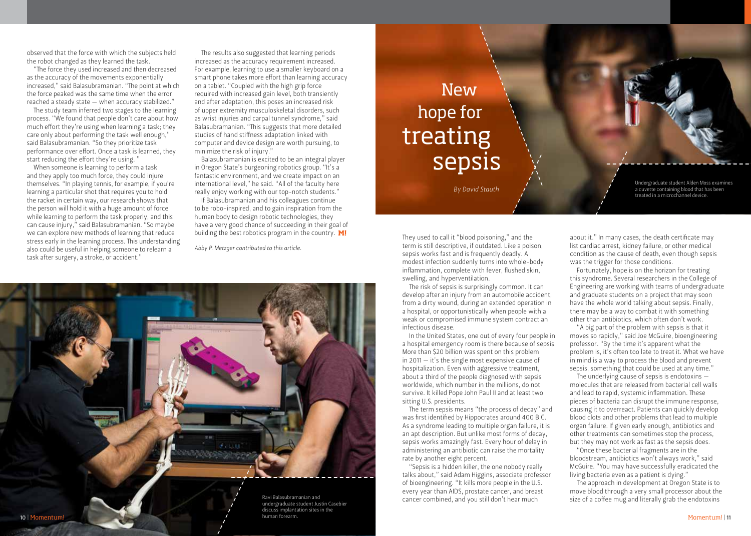observed that the force with which the subjects held the robot changed as they learned the task.

"The force they used increased and then decreased as the accuracy of the movements exponentially increased," said Balasubramanian. "The point at which the force peaked was the same time when the error reached a steady state — when accuracy stabilized."

The study team inferred two stages to the learning process. "We found that people don't care about how much effort they're using when learning a task; they care only about performing the task well enough," said Balasubramanian. "So they prioritize task performance over effort. Once a task is learned, they start reducing the effort they're using. "

When someone is learning to perform a task and they apply too much force, they could injure themselves. "In playing tennis, for example, if you're learning a particular shot that requires you to hold the racket in certain way, our research shows that the person will hold it with a huge amount of force while learning to perform the task properly, and this can cause injury," said Balasubramanian. "So maybe we can explore new methods of learning that reduce stress early in the learning process. This understanding also could be useful in helping someone to relearn a task after surgery, a stroke, or accident."

The results also suggested that learning periods increased as the accuracy requirement increased. For example, learning to use a smaller keyboard on a smart phone takes more effort than learning accuracy on a tablet. "Coupled with the high grip force required with increased gain level, both transiently and after adaptation, this poses an increased risk of upper extremity musculoskeletal disorders, such as wrist injuries and carpal tunnel syndrome," said Balasubramanian. "This suggests that more detailed studies of hand stiffness adaptation linked with computer and device design are worth pursuing, to minimize the risk of injury."

Balasubramanian is excited to be an integral player in Oregon State's burgeoning robotics group. "It's a fantastic environment, and we create impact on an international level," he said. "All of the faculty here really enjoy working with our top-notch students."

If Balasubramanian and his colleagues continue to be robo-inspired, and to gain inspiration from the human body to design robotic technologies, they have a very good chance of succeeding in their goal of building the best robotics program in the country. **M!**

*Abby P. Metzger contributed to this article.*

Ravi Balasubramanian and undergraduate student Justin Casebier discuss implantation sites in the human forearm.

# New hope for treating sepsis

*By David Stauth*

Undergraduate student Alden Moss examines a cuvette containing blood that has been treated in a microchannel device.

They used to call it "blood poisoning," and the term is still descriptive, if outdated. Like a poison, sepsis works fast and is frequently deadly. A modest infection suddenly turns into whole-body inflammation, complete with fever, flushed skin, swelling, and hyperventilation.

The risk of sepsis is surprisingly common. It can develop after an injury from an automobile accident, from a dirty wound, during an extended operation in a hospital, or opportunistically when people with a weak or compromised immune system contract an infectious disease.

In the United States, one out of every four people in a hospital emergency room is there because of sepsis. More than $20 billion was spent on this problem in 2011 — it's the single most expensive cause of hospitalization. Even with aggressive treatment, about a third of the people diagnosed with sepsis worldwide, which number in the millions, do not survive. It killed Pope John Paul II and at least two sitting U.S. presidents.

The term sepsis means "the process of decay" and was first identified by Hippocrates around 400 B.C. As a syndrome leading to multiple organ failure, it is an apt description. But unlike most forms of decay, sepsis works amazingly fast. Every hour of delay in administering an antibiotic can raise the mortality rate by another eight percent.

"Sepsis is a hidden killer, the one nobody really talks about," said Adam Higgins, associate professor of bioengineering. "It kills more people in the U.S. every year than AIDS, prostate cancer, and breast cancer combined, and you still don't hear much about it." In many cases, the death certificate may list cardiac arrest, kidney failure, or other medical condition as the cause of death, even though sepsis was the trigger for those conditions.

Fortunately, hope is on the horizon for treating this syndrome. Several researchers in the College of Engineering are working with teams of undergraduate and graduate students on a project that may soon have the whole world talking about sepsis. Finally, there may be a way to combat it with something other than antibiotics, which often don't work.

"A big part of the problem with sepsis is that it moves so rapidly," said Joe McGuire, bioengineering professor. "By the time it's apparent what the problem is, it's often too late to treat it. What we have in mind is a way to process the blood and prevent sepsis, something that could be used at any time."

The underlying cause of sepsis is endotoxins — molecules that are released from bacterial cell walls and lead to rapid, systemic inflammation. These pieces of bacteria can disrupt the immune response, causing it to overreact. Patients can quickly develop blood clots and other problems that lead to multiple organ failure. If given early enough, antibiotics and other treatments can sometimes stop the process, but they may not work as fast as the sepsis does.

"Once these bacterial fragments are in the bloodstream, antibiotics won't always work," said McGuire. "You may have successfully eradicated the living bacteria even as a patient is dying."

The approach in development at Oregon State is to move blood through a very small processor about the size of a coffee mug and literally grab the endotoxins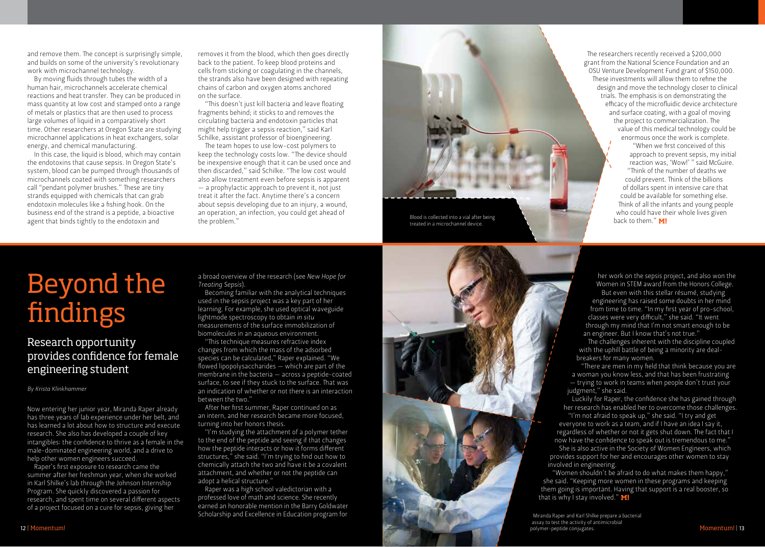and remove them. The concept is surprisingly simple, and builds on some of the university's revolutionary work with microchannel technology.

By moving fluids through tubes the width of a human hair, microchannels accelerate chemical reactions and heat transfer. They can be produced in mass quantity at low cost and stamped onto a range of metals or plastics that are then used to process large volumes of liquid in a comparatively short time. Other researchers at Oregon State are studying microchannel applications in heat exchangers, solar energy, and chemical manufacturing.

In this case, the liquid is blood, which may contain the endotoxins that cause sepsis. In Oregon State's system, blood can be pumped through thousands of microchannels coated with something researchers call "pendant polymer brushes." These are tiny strands equipped with chemicals that can grab endotoxin molecules like a fishing hook. On the business end of the strand is a peptide, a bioactive agent that binds tightly to the endotoxin and removes it from the blood, which then goes directly back to the patient. To keep blood proteins and cells from sticking or coagulating in the channels, the strands also have been designed with repeating chains of carbon and oxygen atoms anchored on the surface.

"This doesn't just kill bacteria and leave floating fragments behind; it sticks to and removes the circulating bacteria and endotoxin particles that might help trigger a sepsis reaction," said Karl Schilke, assistant professor of bioengineering.

The team hopes to use low-cost polymers to keep the technology costs low. "The device should be inexpensive enough that it can be used once and then discarded," said Schilke. "The low cost would also allow treatment even before sepsis is apparent — a prophylactic approach to prevent it, not just treat it after the fact. Anytime there's a concern about sepsis developing due to an injury, a wound, an operation, an infection, you could get ahead of the problem."

Blood is collected into a vial after being treated in a microchannel device.

The researchers recently received a $200,000 grant from the National Science Foundation and an OSU Venture Development Fund grant of $150,000. These investments will allow them to refine the design and move the technology closer to clinical trials. The emphasis is on demonstrating the efficacy of the microfluidic device architecture and surface coating, with a goal of moving the project to commercialization. The value of this medical technology could be enormous once the work is complete.

"When we first conceived of this approach to prevent sepsis, my initial reaction was, 'Wow!' " said McGuire. "Think of the number of deaths we could prevent. Think of the billions of dollars spent in intensive care that could be available for something else. Think of all the infants and young people who could have their whole lives given back to them." **M!**

# Beyond the findings

## Research opportunity provides confidence for female engineering student

*By Krista Klinkhammer*

Now entering her junior year, Miranda Raper already has three years of lab experience under her belt, and has learned a lot about how to structure and execute research. She also has developed a couple of key intangibles: the confidence to thrive as a female in the male-dominated engineering world, and a drive to help other women engineers succeed.

Raper's first exposure to research came the summer after her freshman year, when she worked in Karl Shilke's lab through the Johnson Internship Program. She quickly discovered a passion for research, and spent time on several different aspects of a project focused on a cure for sepsis, giving her a broad overview of the research (see *New Hope for Treating Sepsis*).

Becoming familiar with the analytical techniques used in the sepsis project was a key part of her learning. For example, she used optical waveguide lightmode spectroscopy to obtain *in situ* measurements of the surface immobilization of biomolecules in an aqueous environment.

"This technique measures refractive index changes from which the mass of the adsorbed species can be calculated," Raper explained. "We flowed lipopolysaccharides — which are part of the membrane in the bacteria — across a peptide-coated surface, to see if they stuck to the surface. That was an indication of whether or not there is an interaction between the two."

After her first summer, Raper continued on as an intern, and her research became more focused, turning into her honors thesis.

"I'm studying the attachment of a polymer tether to the end of the peptide and seeing if that changes how the peptide interacts or how it forms different structures," she said. "I'm trying to find out how to chemically attach the two and have it be a covalent attachment, and whether or not the peptide can adopt a helical structure."

Raper was a high school valedictorian with a professed love of math and science. She recently earned an honorable mention in the Barry Goldwater Scholarship and Excellence in Education program for her work on the sepsis project, and also won the Women in STEM award from the Honors College.

But even with this stellar résumé, studying engineering has raised some doubts in her mind from time to time. "In my first year of pro-school, classes were very difficult," she said. "It went through my mind that I'm not smart enough to be an engineer. But I know that's not true."

The challenges inherent with the discipline coupled with the uphill battle of being a minority are deal-breakers for many women.

"There are men in my field that think because you are a woman you know less, and that has been frustrating — trying to work in teams when people don't trust your judgment," she said.

Luckily for Raper, the confidence she has gained through her research has enabled her to overcome those challenges.

"I'm not afraid to speak up," she said. "I try and get everyone to work as a team, and if I have an idea I say it, regardless of whether or not it gets shut down. The fact that I now have the confidence to speak out is tremendous to me."

She is also active in the Society of Women Engineers, which provides support for her and encourages other women to stay involved in engineering.

"Women shouldn't be afraid to do what makes them happy," she said. "Keeping more women in these programs and keeping them going is important. Having that support is a real booster, so that is why I stay involved." **M!**

Miranda Raper and Karl Shilke prepare a bacterial assay to test the activity of antimicrobial polymer-peptide conjugates.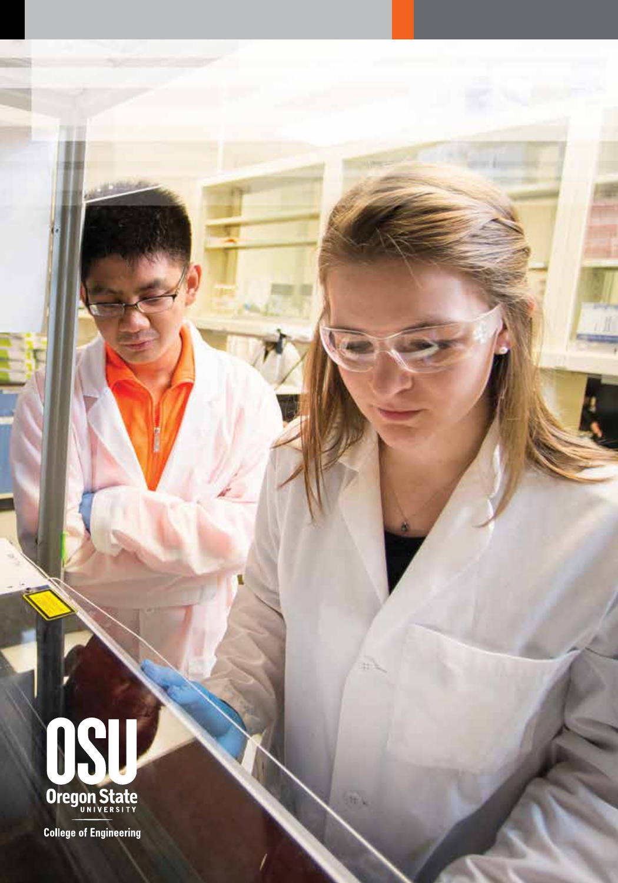OSU

Oregon State UNIVERSITY

College of Engineering